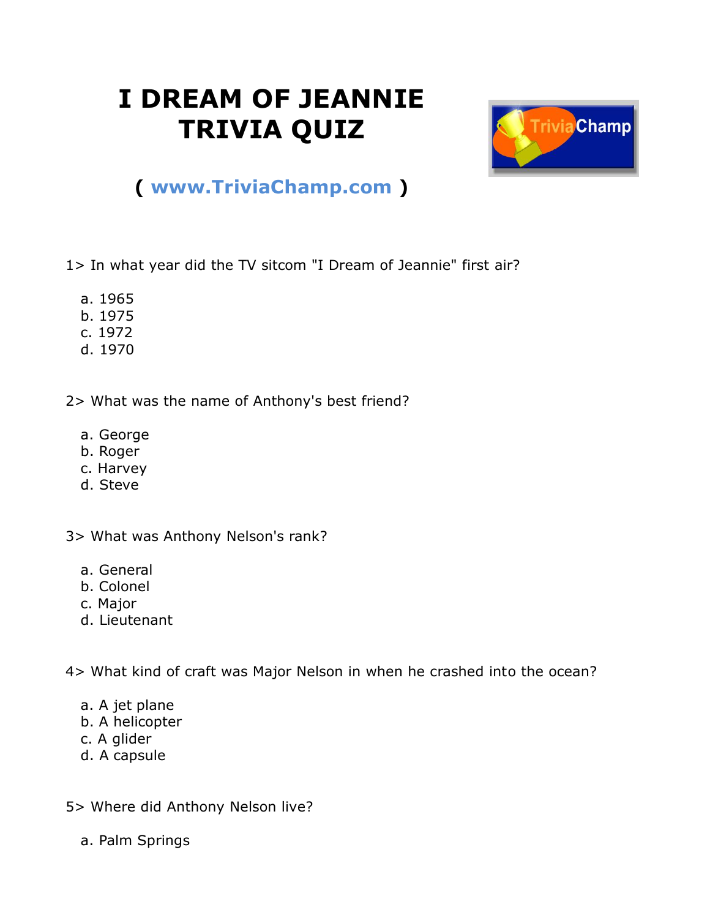# I DREAM OF JEANNIE TRIVIA QUIZ

**( www.TriviaChamp.com )**

1> In what year did the TV sitcom "I Dream of Jeannie" first air?

a. 1965
b. 1975
c. 1972
d. 1970

2> What was the name of Anthony's best friend?

a. George
b. Roger
c. Harvey
d. Steve

3> What was Anthony Nelson's rank?

a. General
b. Colonel
c. Major
d. Lieutenant

4> What kind of craft was Major Nelson in when he crashed into the ocean?

a. A jet plane
b. A helicopter
c. A glider
d. A capsule

5> Where did Anthony Nelson live?

a. Palm Springs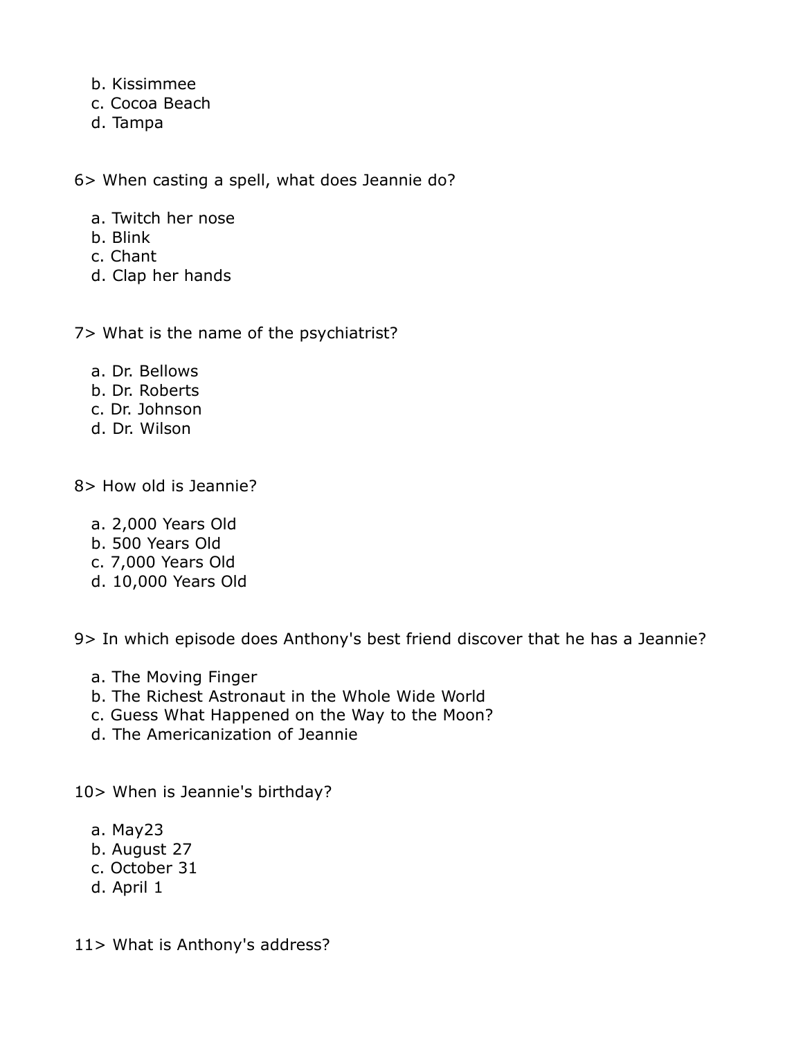b. Kissimmee
c. Cocoa Beach
d. Tampa

6> When casting a spell, what does Jeannie do?

a. Twitch her nose
b. Blink
c. Chant
d. Clap her hands

7> What is the name of the psychiatrist?

a. Dr. Bellows
b. Dr. Roberts
c. Dr. Johnson
d. Dr. Wilson

8> How old is Jeannie?

a. 2,000 Years Old
b. 500 Years Old
c. 7,000 Years Old
d. 10,000 Years Old

9> In which episode does Anthony's best friend discover that he has a Jeannie?

a. The Moving Finger
b. The Richest Astronaut in the Whole Wide World
c. Guess What Happened on the Way to the Moon?
d. The Americanization of Jeannie

10> When is Jeannie's birthday?

a. May23
b. August 27
c. October 31
d. April 1

11> What is Anthony's address?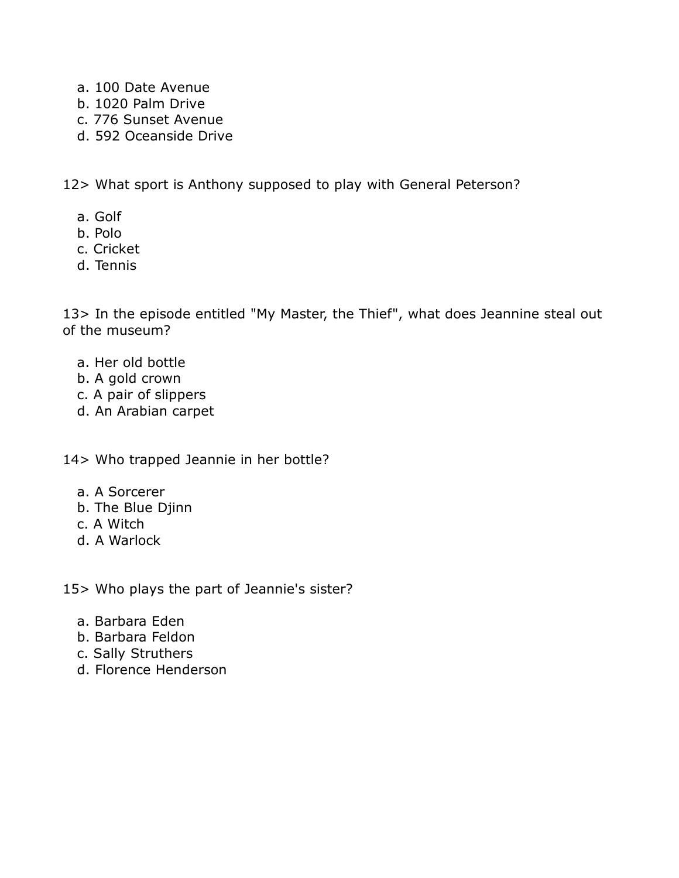a. 100 Date Avenue
b. 1020 Palm Drive
c. 776 Sunset Avenue
d. 592 Oceanside Drive

12> What sport is Anthony supposed to play with General Peterson?

a. Golf
b. Polo
c. Cricket
d. Tennis

13> In the episode entitled "My Master, the Thief", what does Jeannine steal out of the museum?

a. Her old bottle
b. A gold crown
c. A pair of slippers
d. An Arabian carpet

14> Who trapped Jeannie in her bottle?

a. A Sorcerer
b. The Blue Djinn
c. A Witch
d. A Warlock

15> Who plays the part of Jeannie's sister?

a. Barbara Eden
b. Barbara Feldon
c. Sally Struthers
d. Florence Henderson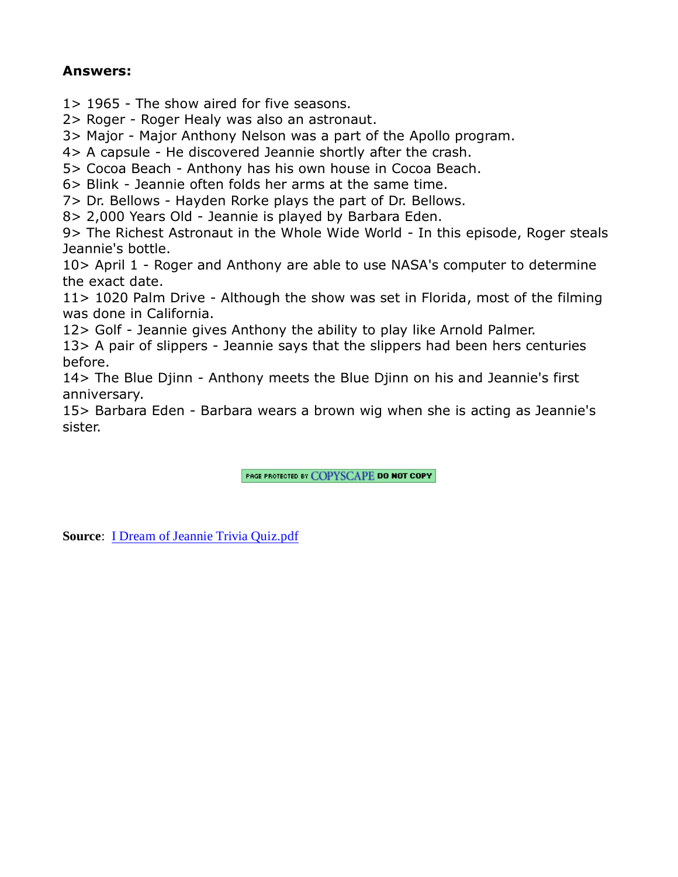**Answers:**

1> 1965 - The show aired for five seasons.
2> Roger - Roger Healy was also an astronaut.
3> Major - Major Anthony Nelson was a part of the Apollo program.
4> A capsule - He discovered Jeannie shortly after the crash.
5> Cocoa Beach - Anthony has his own house in Cocoa Beach.
6> Blink - Jeannie often folds her arms at the same time.
7> Dr. Bellows - Hayden Rorke plays the part of Dr. Bellows.
8> 2,000 Years Old - Jeannie is played by Barbara Eden.
9> The Richest Astronaut in the Whole Wide World - In this episode, Roger steals Jeannie's bottle.
10> April 1 - Roger and Anthony are able to use NASA's computer to determine the exact date.
11> 1020 Palm Drive - Although the show was set in Florida, most of the filming was done in California.
12> Golf - Jeannie gives Anthony the ability to play like Arnold Palmer.
13> A pair of slippers - Jeannie says that the slippers had been hers centuries before.
14> The Blue Djinn - Anthony meets the Blue Djinn on his and Jeannie's first anniversary.
15> Barbara Eden - Barbara wears a brown wig when she is acting as Jeannie's sister.

PAGE PROTECTED BY COPYSCAPE DO NOT COPY

**Source**: I Dream of Jeannie Trivia Quiz.pdf